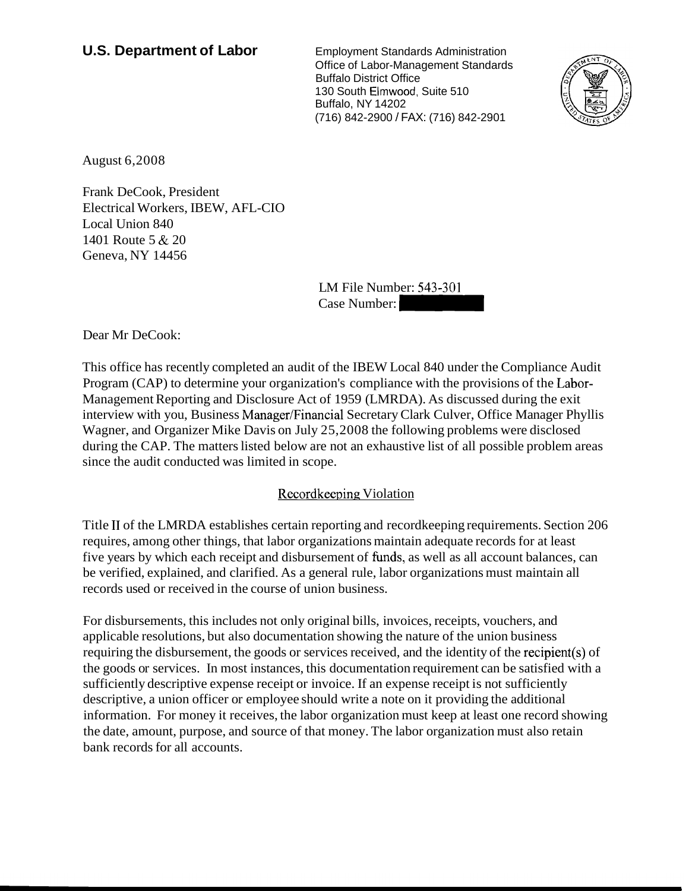**U.S. Department of Labor**

Employment Standards Administration
Office of Labor-Management Standards
Buffalo District Office
130 South Elmwood, Suite 510
Buffalo, NY 14202
(716) 842-2900 / FAX: (716) 842-2901

August 6,2008

Frank DeCook, President
Electrical Workers, IBEW, AFL-CIO
Local Union 840
1401 Route 5 & 20
Geneva, NY 14456

LM File Number: 543-301
Case Number:

Dear Mr DeCook:

This office has recently completed an audit of the IBEW Local 840 under the Compliance Audit Program (CAP) to determine your organization's compliance with the provisions of the Labor-Management Reporting and Disclosure Act of 1959 (LMRDA). As discussed during the exit interview with you, Business Manager/Financial Secretary Clark Culver, Office Manager Phyllis Wagner, and Organizer Mike Davis on July 25,2008 the following problems were disclosed during the CAP. The matters listed below are not an exhaustive list of all possible problem areas since the audit conducted was limited in scope.

Recordkeeping Violation

Title II of the LMRDA establishes certain reporting and recordkeeping requirements. Section 206 requires, among other things, that labor organizations maintain adequate records for at least five years by which each receipt and disbursement of funds, as well as all account balances, can be verified, explained, and clarified. As a general rule, labor organizations must maintain all records used or received in the course of union business.

For disbursements, this includes not only original bills, invoices, receipts, vouchers, and applicable resolutions, but also documentation showing the nature of the union business requiring the disbursement, the goods or services received, and the identity of the recipient(s) of the goods or services. In most instances, this documentation requirement can be satisfied with a sufficiently descriptive expense receipt or invoice. If an expense receipt is not sufficiently descriptive, a union officer or employee should write a note on it providing the additional information. For money it receives, the labor organization must keep at least one record showing the date, amount, purpose, and source of that money. The labor organization must also retain bank records for all accounts.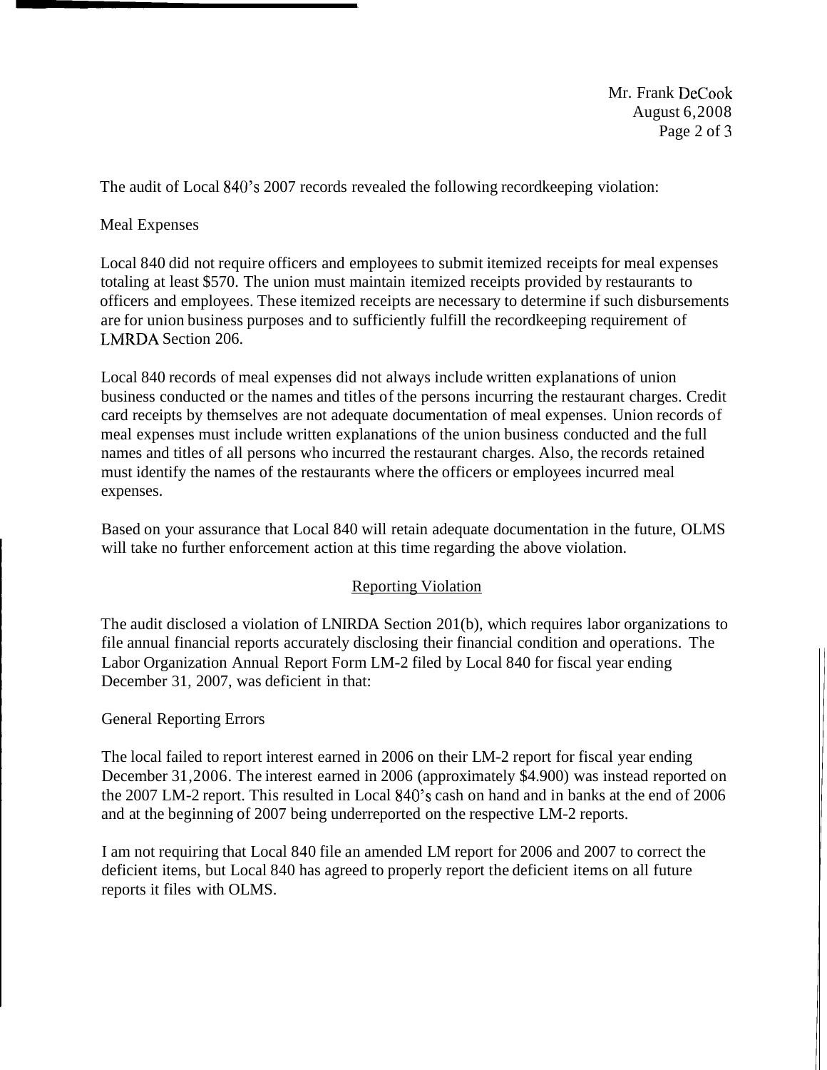The audit of Local 840's 2007 records revealed the following recordkeeping violation:

Meal Expenses

Local 840 did not require officers and employees to submit itemized receipts for meal expenses totaling at least $570. The union must maintain itemized receipts provided by restaurants to officers and employees. These itemized receipts are necessary to determine if such disbursements are for union business purposes and to sufficiently fulfill the recordkeeping requirement of LMRDA Section 206.

Local 840 records of meal expenses did not always include written explanations of union business conducted or the names and titles of the persons incurring the restaurant charges. Credit card receipts by themselves are not adequate documentation of meal expenses. Union records of meal expenses must include written explanations of the union business conducted and the full names and titles of all persons who incurred the restaurant charges. Also, the records retained must identify the names of the restaurants where the officers or employees incurred meal expenses.

Based on your assurance that Local 840 will retain adequate documentation in the future, OLMS will take no further enforcement action at this time regarding the above violation.

## Reporting Violation

The audit disclosed a violation of LNIRDA Section 201(b), which requires labor organizations to file annual financial reports accurately disclosing their financial condition and operations. The Labor Organization Annual Report Form LM-2 filed by Local 840 for fiscal year ending December 31, 2007, was deficient in that:

General Reporting Errors

The local failed to report interest earned in 2006 on their LM-2 report for fiscal year ending December 31,2006. The interest earned in 2006 (approximately $4.900) was instead reported on the 2007 LM-2 report. This resulted in Local 840's cash on hand and in banks at the end of 2006 and at the beginning of 2007 being underreported on the respective LM-2 reports.

I am not requiring that Local 840 file an amended LM report for 2006 and 2007 to correct the deficient items, but Local 840 has agreed to properly report the deficient items on all future reports it files with OLMS.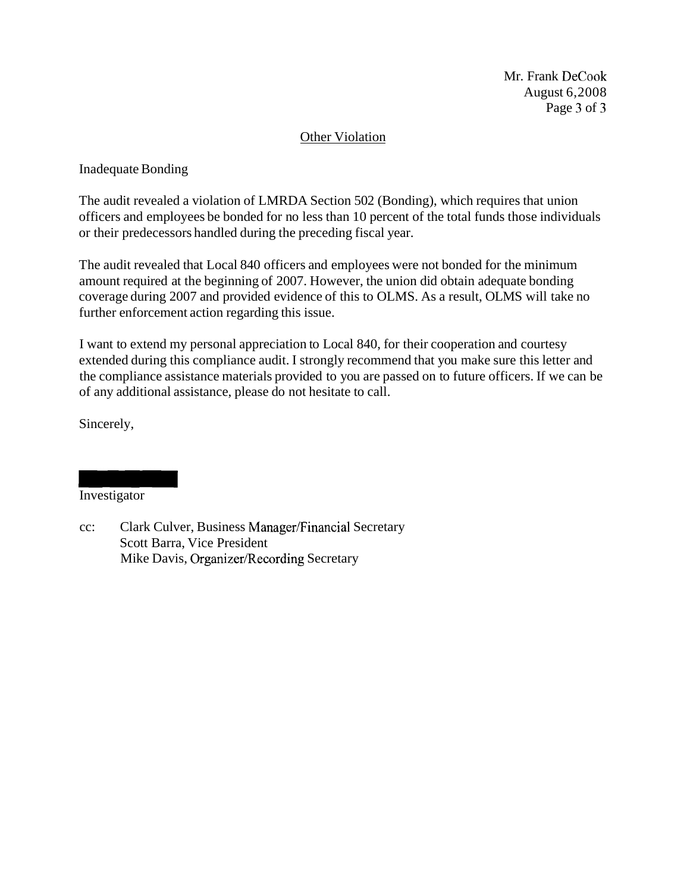## Other Violation

Inadequate Bonding

The audit revealed a violation of LMRDA Section 502 (Bonding), which requires that union officers and employees be bonded for no less than 10 percent of the total funds those individuals or their predecessors handled during the preceding fiscal year.

The audit revealed that Local 840 officers and employees were not bonded for the minimum amount required at the beginning of 2007. However, the union did obtain adequate bonding coverage during 2007 and provided evidence of this to OLMS. As a result, OLMS will take no further enforcement action regarding this issue.

I want to extend my personal appreciation to Local 840, for their cooperation and courtesy extended during this compliance audit. I strongly recommend that you make sure this letter and the compliance assistance materials provided to you are passed on to future officers. If we can be of any additional assistance, please do not hesitate to call.

Sincerely,

Investigator

cc: Clark Culver, Business Manager/Financial Secretary
Scott Barra, Vice President
Mike Davis, Organizer/Recording Secretary